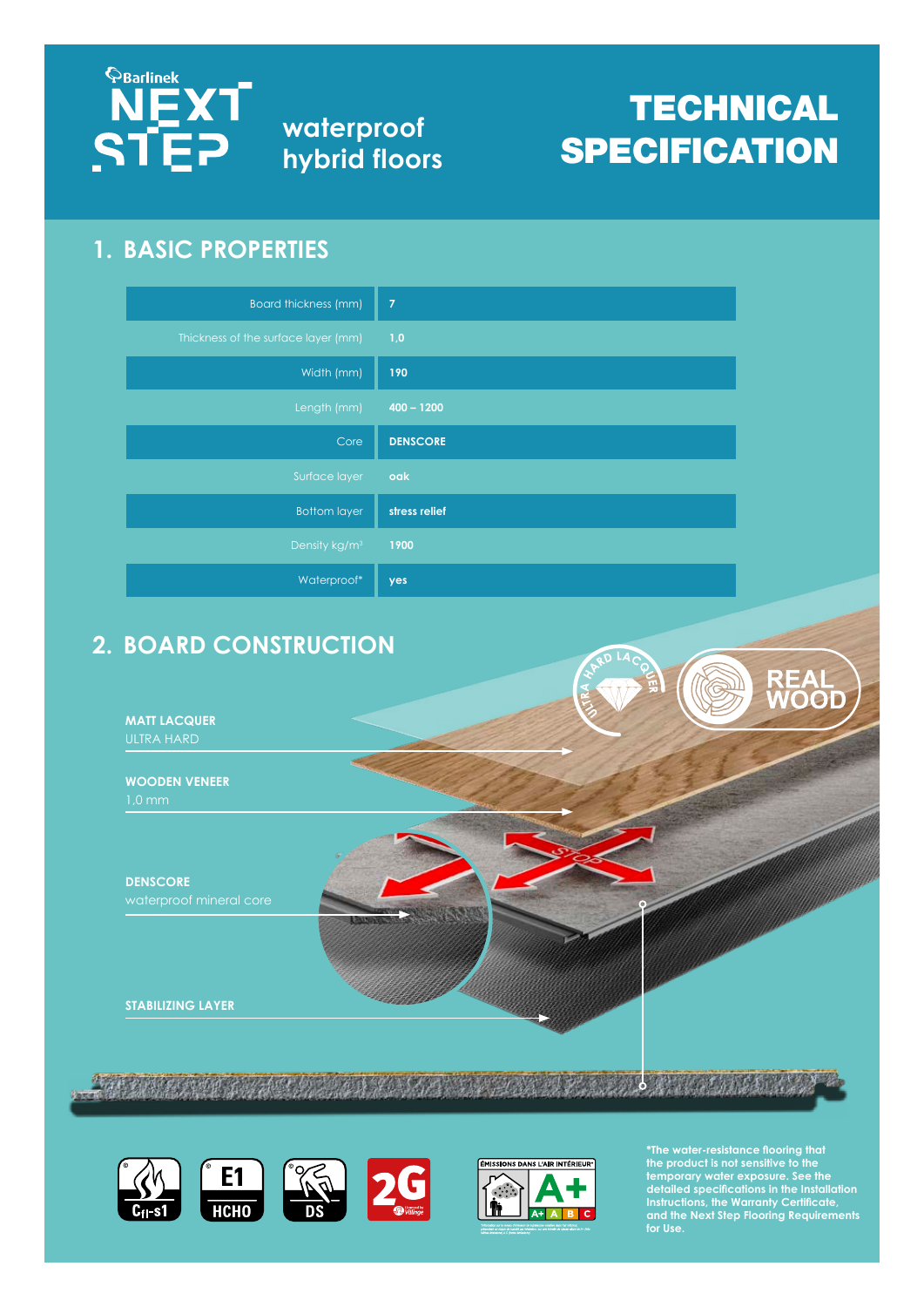Barlinek NEXT STEP

waterproof hybrid floors

# TECHNICAL SPECIFICATION

## 1. BASIC PROPERTIES

| Property | Value |
|---|---|
| Board thickness (mm) | 7 |
| Thickness of the surface layer (mm) | 1,0 |
| Width (mm) | 190 |
| Length (mm) | 400 – 1200 |
| Core | DENSCORE |
| Surface layer | oak |
| Bottom layer | stress relief |
| Density kg/m³ | 1900 |
| Waterproof* | yes |

## 2. BOARD CONSTRUCTION

**MATT LACQUER**
ULTRA HARD

**WOODEN VENEER**
1,0 mm

**DENSCORE**
waterproof mineral core

**STABILIZING LAYER**

ULTRA HARD LACQUER

REAL WOOD

STOP

$C_{fl}$-s1

E1 HCHO

DS

2G

ÉMISSIONS DANS L'AIR INTÉRIEUR A+

*The water-resistance flooring that the product is not sensitive to the temporary water exposure. See the detailed specifications in the Installation Instructions, the Warranty Certificate, and the Next Step Flooring Requirements for Use.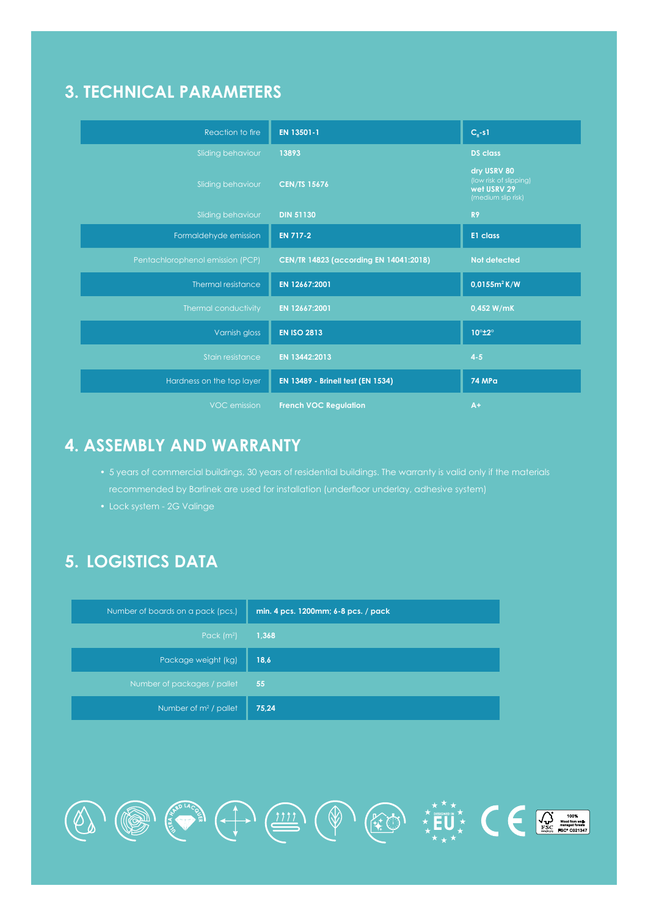## 3. TECHNICAL PARAMETERS

| | | |
|---|---|---|
| Reaction to fire | EN 13501-1 | $C_{fl}$-s1 |
| Sliding behaviour | 13893 | DS class |
| Sliding behaviour | CEN/TS 15676 | dry USRV 80 (low risk of slipping) wet USRV 29 (medium slip risk) |
| Sliding behaviour | DIN 51130 | R9 |
| Formaldehyde emission | EN 717-2 | E1 class |
| Pentachlorophenol emission (PCP) | CEN/TR 14823 (according EN 14041:2018) | Not detected |
| Thermal resistance | EN 12667:2001 | 0,0155m² K/W |
| Thermal conductivity | EN 12667:2001 | 0,452 W/mK |
| Varnish gloss | EN ISO 2813 | 10°±2° |
| Stain resistance | EN 13442:2013 | 4-5 |
| Hardness on the top layer | EN 13489 - Brinell test (EN 1534) | 74 MPa |
| VOC emission | French VOC Regulation | A+ |

## 4. ASSEMBLY AND WARRANTY

- 5 years of commercial buildings, 30 years of residential buildings. The warranty is valid only if the materials recommended by Barlinek are used for installation (underfloor underlay, adhesive system)
- Lock system - 2G Valinge

## 5. LOGISTICS DATA

| | |
|---|---|
| Number of boards on a pack (pcs.) | min. 4 pcs. 1200mm; 6-8 pcs. / pack |
| Pack (m²) | 1,368 |
| Package weight (kg) | 18,6 |
| Number of packages / pallet | 55 |
| Number of m² / pallet | 75,24 |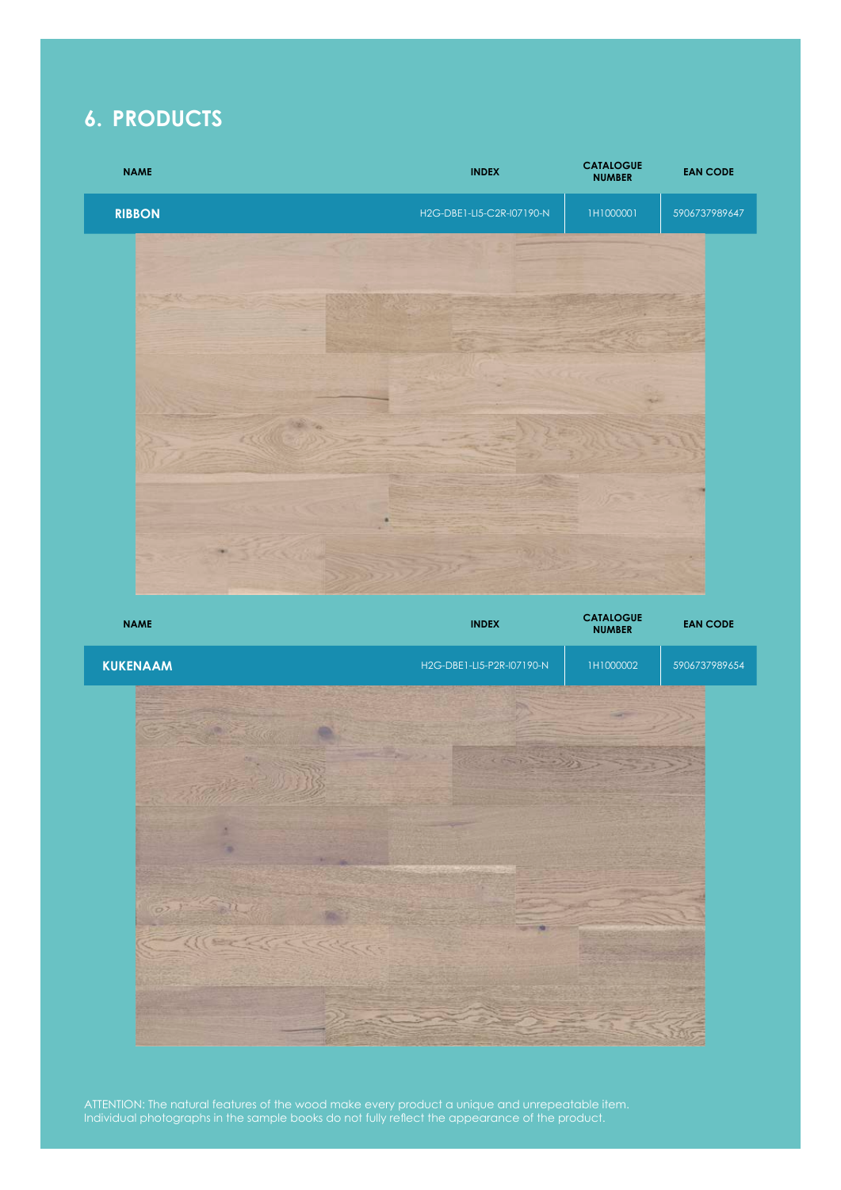## 6. PRODUCTS

| NAME | INDEX | CATALOGUE NUMBER | EAN CODE |
|---|---|---|---|
| **RIBBON** | H2G-DBE1-LI5-C2R-I07190-N | 1H1000001 | 5906737989647 |

| NAME | INDEX | CATALOGUE NUMBER | EAN CODE |
|---|---|---|---|
| **KUKENAAM** | H2G-DBE1-LI5-P2R-I07190-N | 1H1000002 | 5906737989654 |

ATTENTION: The natural features of the wood make every product a unique and unrepeatable item. Individual photographs in the sample books do not fully reflect the appearance of the product.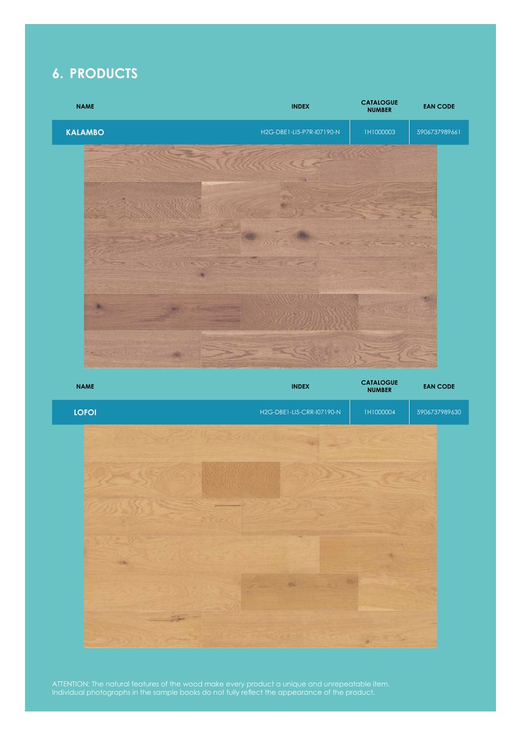## 6. PRODUCTS

| NAME | INDEX | CATALOGUE NUMBER | EAN CODE |
|---|---|---|---|
| KALAMBO | H2G-DBE1-LI5-P7R-I07190-N | 1H1000003 | 5906737989661 |

| NAME | INDEX | CATALOGUE NUMBER | EAN CODE |
|---|---|---|---|
| LOFOI | H2G-DBE1-LI5-CRR-I07190-N | 1H1000004 | 5906737989630 |

ATTENTION: The natural features of the wood make every product a unique and unrepeatable item. Individual photographs in the sample books do not fully reflect the appearance of the product.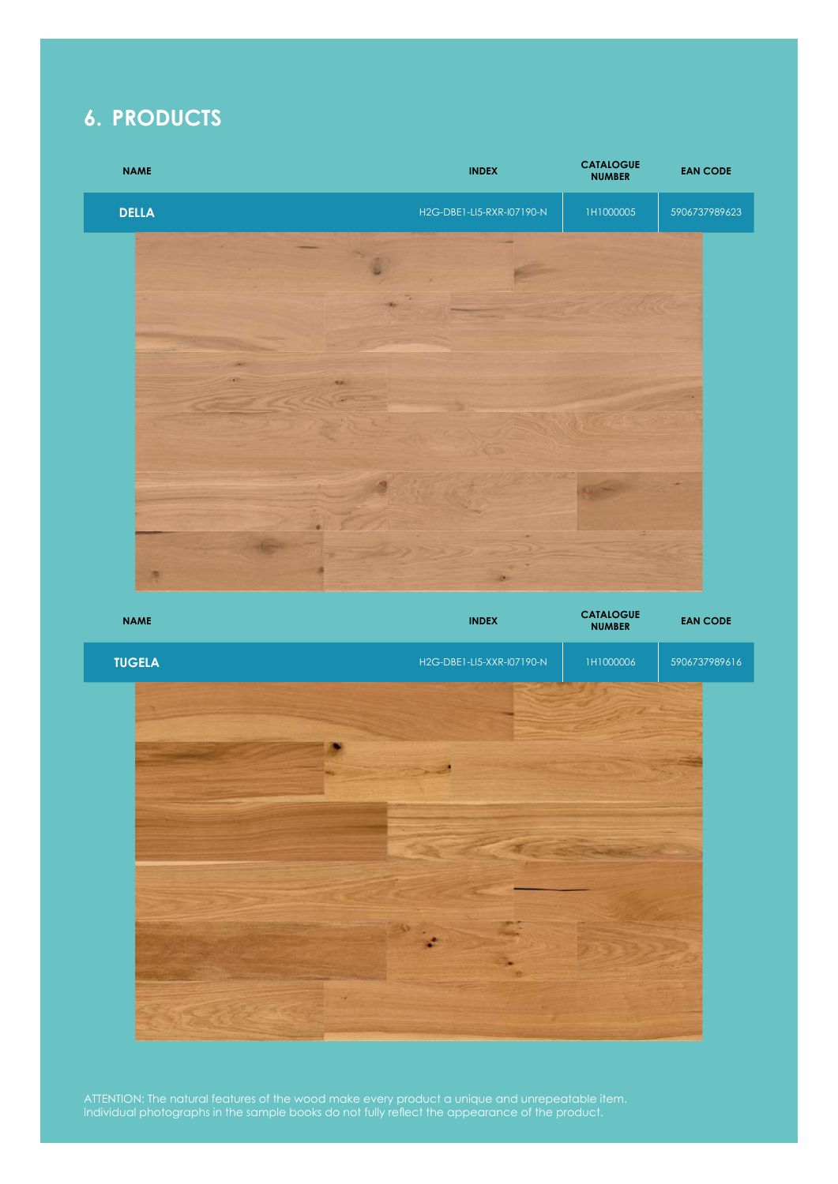## 6. PRODUCTS

| NAME | INDEX | CATALOGUE NUMBER | EAN CODE |
|---|---|---|---|
| DELLA | H2G-DBE1-LI5-RXR-I07190-N | 1H1000005 | 5906737989623 |

| NAME | INDEX | CATALOGUE NUMBER | EAN CODE |
|---|---|---|---|
| TUGELA | H2G-DBE1-LI5-XXR-I07190-N | 1H1000006 | 5906737989616 |

ATTENTION: The natural features of the wood make every product a unique and unrepeatable item.
Individual photographs in the sample books do not fully reflect the appearance of the product.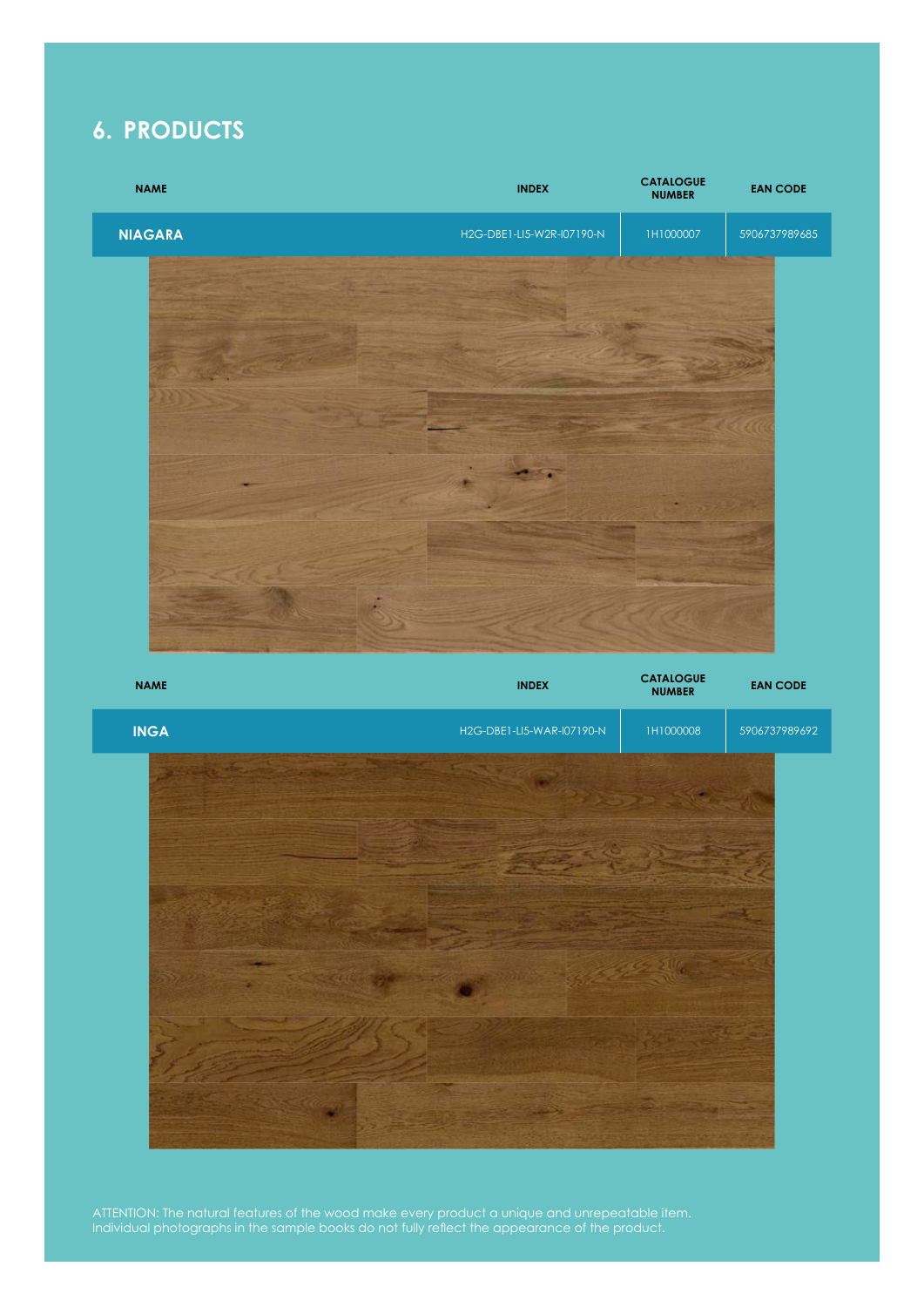## 6. PRODUCTS

| NAME | INDEX | CATALOGUE NUMBER | EAN CODE |
|---|---|---|---|
| **NIAGARA** | H2G-DBE1-LI5-W2R-I07190-N | 1H1000007 | 5906737989685 |

| NAME | INDEX | CATALOGUE NUMBER | EAN CODE |
|---|---|---|---|
| **INGA** | H2G-DBE1-LI5-WAR-I07190-N | 1H1000008 | 5906737989692 |

ATTENTION: The natural features of the wood make every product a unique and unrepeatable item.
Individual photographs in the sample books do not fully reflect the appearance of the product.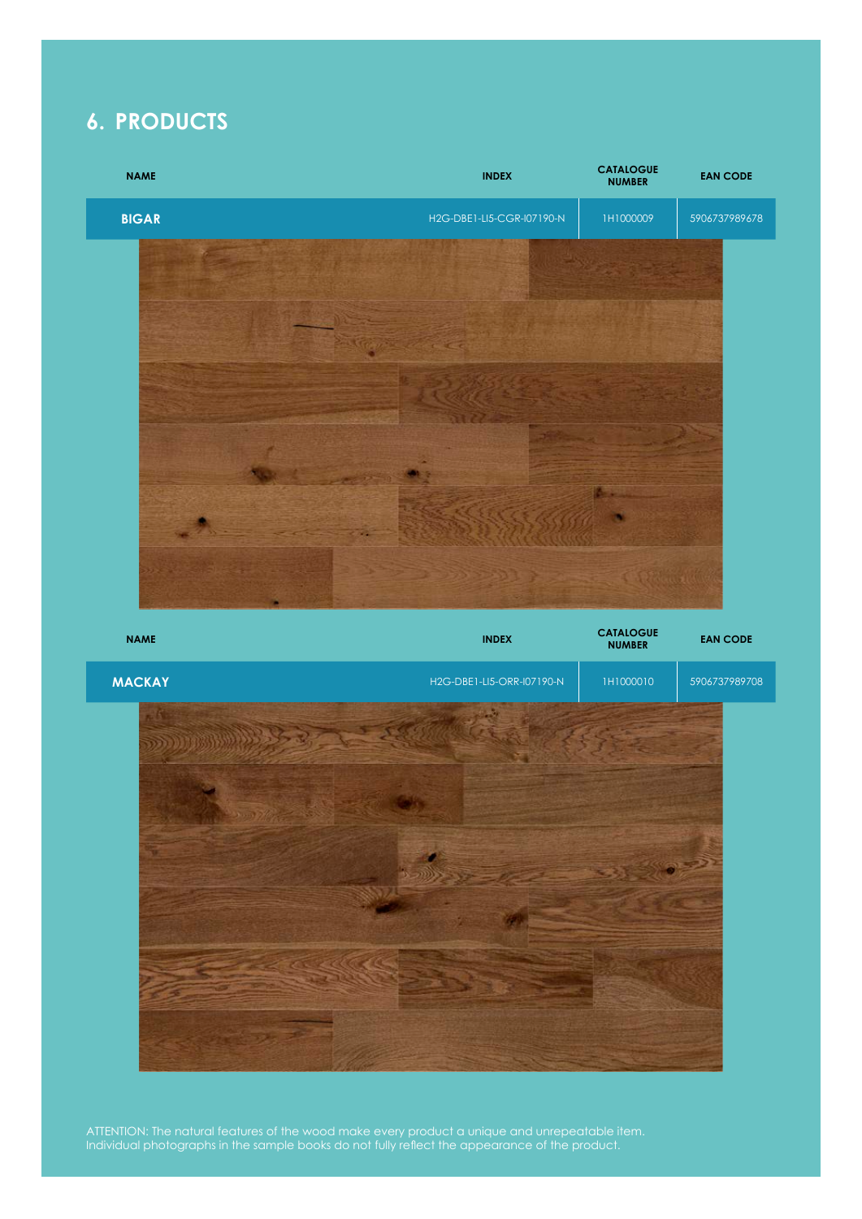## 6. PRODUCTS

| NAME | INDEX | CATALOGUE NUMBER | EAN CODE |
|---|---|---|---|
| **BIGAR** | H2G-DBE1-LI5-CGR-I07190-N | 1H1000009 | 5906737989678 |

| NAME | INDEX | CATALOGUE NUMBER | EAN CODE |
|---|---|---|---|
| **MACKAY** | H2G-DBE1-LI5-ORR-I07190-N | 1H1000010 | 5906737989708 |

ATTENTION: The natural features of the wood make every product a unique and unrepeatable item. Individual photographs in the sample books do not fully reflect the appearance of the product.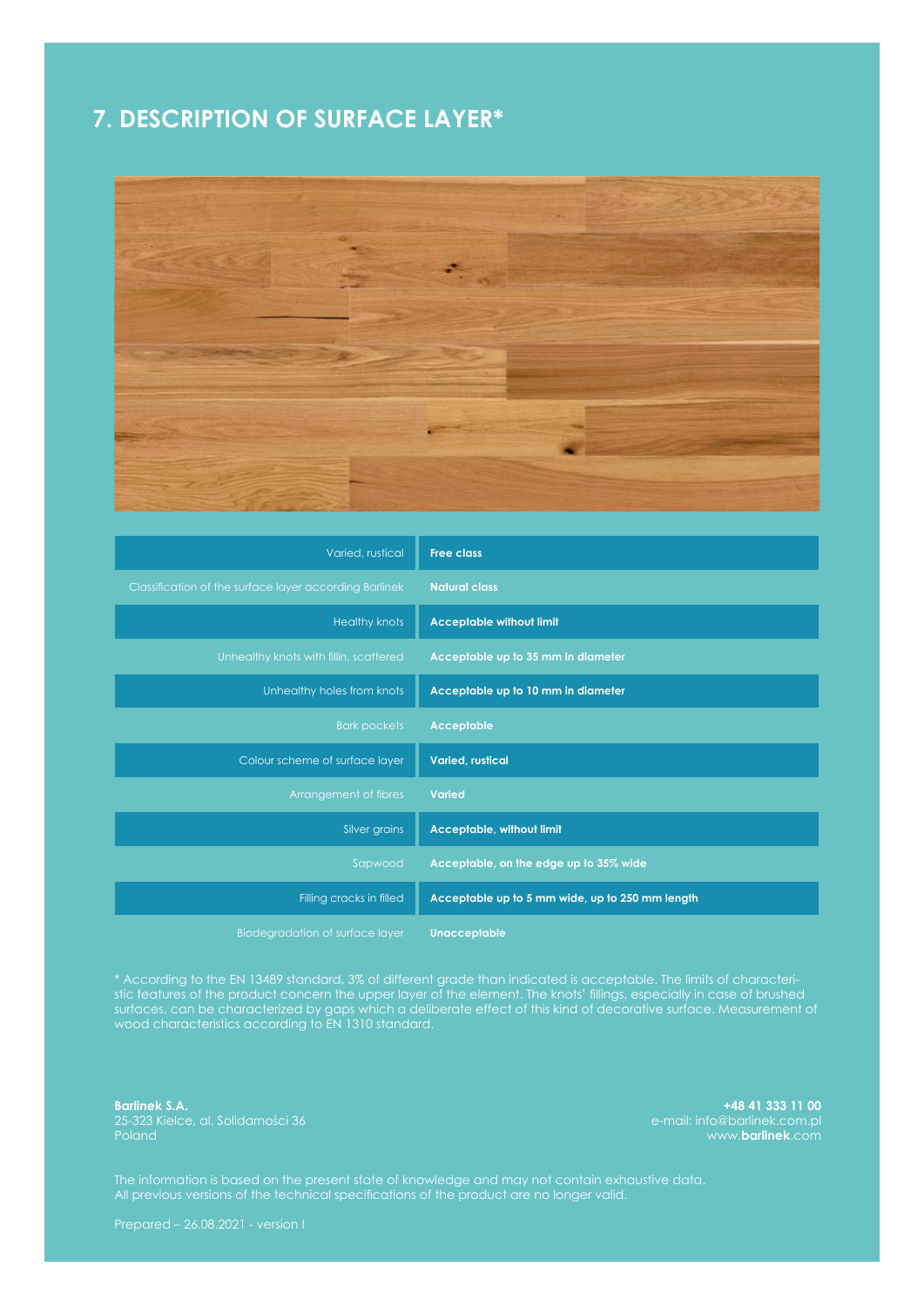# 7. DESCRIPTION OF SURFACE LAYER*

| | |
|---|---|
| Varied, rustical | **Free class** |
| Classification of the surface layer according Barlinek | **Natural class** |
| Healthy knots | **Acceptable without limit** |
| Unhealthy knots with fillin, scattered | **Acceptable up to 35 mm in diameter** |
| Unhealthy holes from knots | **Acceptable up to 10 mm in diameter** |
| Bark pockets | **Acceptable** |
| Colour scheme of surface layer | **Varied, rustical** |
| Arrangement of fibres | **Varied** |
| Silver grains | **Acceptable, without limit** |
| Sapwood | **Acceptable, on the edge up to 35% wide** |
| Filling cracks in filled | **Acceptable up to 5 mm wide, up to 250 mm length** |
| Biodegradation of surface layer | **Unacceptable** |

* According to the EN 13489 standard, 3% of different grade than indicated is acceptable. The limits of characteristic features of the product concern the upper layer of the element. The knots' fillings, especially in case of brushed surfaces, can be characterized by gaps which a deliberate effect of this kind of decorative surface. Measurement of wood characteristics according to EN 1310 standard.

**Barlinek S.A.**
25-323 Kielce, al. Solidarności 36
Poland

**+48 41 333 11 00**
e-mail: info@barlinek.com.pl
www.**barlinek**.com

The information is based on the present state of knowledge and may not contain exhaustive data.
All previous versions of the technical specifications of the product are no longer valid.

Prepared – 26.08.2021 - version I